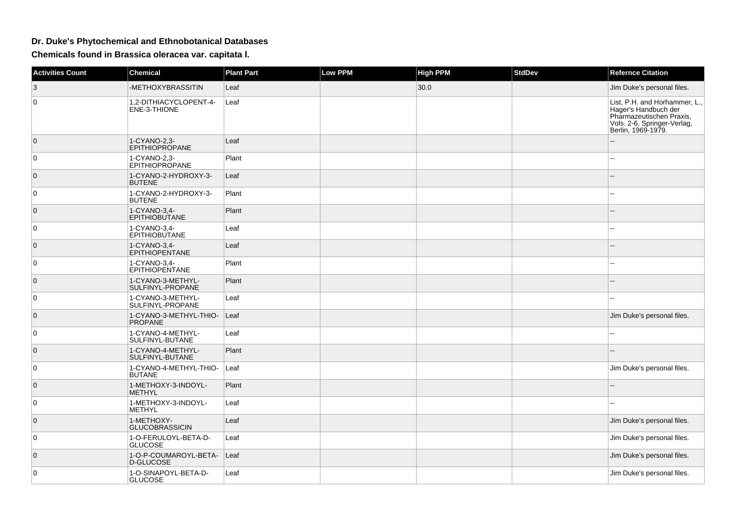# Dr. Duke's Phytochemical and Ethnobotanical Databases

## Chemicals found in Brassica oleracea var. capitata l.

| Activities Count | Chemical | Plant Part | Low PPM | High PPM | StdDev | Refernce Citation |
|---|---|---|---|---|---|---|
| 3 | -METHOXYBRASSITIN | Leaf | | 30.0 | | Jim Duke's personal files. |
| 0 | 1,2-DITHIACYCLOPENT-4-ENE-3-THIONE | Leaf | | | | List, P.H. and Horhammer, L., Hager's Handbuch der Pharmazeutischen Praxis, Vols. 2-6, Springer-Verlag, Berlin, 1969-1979. |
| 0 | 1-CYANO-2,3-EPITHIOPROPANE | Leaf | | | | -- |
| 0 | 1-CYANO-2,3-EPITHIOPROPANE | Plant | | | | -- |
| 0 | 1-CYANO-2-HYDROXY-3-BUTENE | Leaf | | | | -- |
| 0 | 1-CYANO-2-HYDROXY-3-BUTENE | Plant | | | | -- |
| 0 | 1-CYANO-3,4-EPITHIOBUTANE | Plant | | | | -- |
| 0 | 1-CYANO-3,4-EPITHIOBUTANE | Leaf | | | | -- |
| 0 | 1-CYANO-3,4-EPITHIOPENTANE | Leaf | | | | -- |
| 0 | 1-CYANO-3,4-EPITHIOPENTANE | Plant | | | | -- |
| 0 | 1-CYANO-3-METHYL-SULFINYL-PROPANE | Plant | | | | -- |
| 0 | 1-CYANO-3-METHYL-SULFINYL-PROPANE | Leaf | | | | -- |
| 0 | 1-CYANO-3-METHYL-THIO-PROPANE | Leaf | | | | Jim Duke's personal files. |
| 0 | 1-CYANO-4-METHYL-SULFINYL-BUTANE | Leaf | | | | -- |
| 0 | 1-CYANO-4-METHYL-SULFINYL-BUTANE | Plant | | | | -- |
| 0 | 1-CYANO-4-METHYL-THIO-BUTANE | Leaf | | | | Jim Duke's personal files. |
| 0 | 1-METHOXY-3-INDOYL-METHYL | Plant | | | | -- |
| 0 | 1-METHOXY-3-INDOYL-METHYL | Leaf | | | | -- |
| 0 | 1-METHOXY-GLUCOBRASSICIN | Leaf | | | | Jim Duke's personal files. |
| 0 | 1-O-FERULOYL-BETA-D-GLUCOSE | Leaf | | | | Jim Duke's personal files. |
| 0 | 1-O-P-COUMAROYL-BETA-D-GLUCOSE | Leaf | | | | Jim Duke's personal files. |
| 0 | 1-O-SINAPOYL-BETA-D-GLUCOSE | Leaf | | | | Jim Duke's personal files. |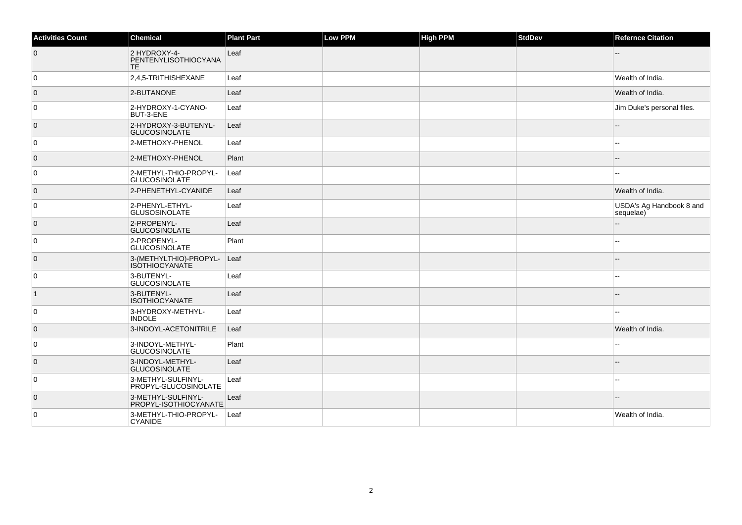| Activities Count | Chemical | Plant Part | Low PPM | High PPM | StdDev | Refernce Citation |
|---|---|---|---|---|---|---|
| 0 | 2 HYDROXY-4-PENTENYLISOTHIOCYANATE | Leaf | | | | -- |
| 0 | 2,4,5-TRITHISHEXANE | Leaf | | | | Wealth of India. |
| 0 | 2-BUTANONE | Leaf | | | | Wealth of India. |
| 0 | 2-HYDROXY-1-CYANO-BUT-3-ENE | Leaf | | | | Jim Duke's personal files. |
| 0 | 2-HYDROXY-3-BUTENYL-GLUCOSINOLATE | Leaf | | | | -- |
| 0 | 2-METHOXY-PHENOL | Leaf | | | | -- |
| 0 | 2-METHOXY-PHENOL | Plant | | | | -- |
| 0 | 2-METHYL-THIO-PROPYL-GLUCOSINOLATE | Leaf | | | | -- |
| 0 | 2-PHENETHYL-CYANIDE | Leaf | | | | Wealth of India. |
| 0 | 2-PHENYL-ETHYL-GLUSOSINOLATE | Leaf | | | | USDA's Ag Handbook 8 and sequelae) |
| 0 | 2-PROPENYL-GLUCOSINOLATE | Leaf | | | | -- |
| 0 | 2-PROPENYL-GLUCOSINOLATE | Plant | | | | -- |
| 0 | 3-(METHYLTHIO)-PROPYL-ISOTHIOCYANATE | Leaf | | | | -- |
| 0 | 3-BUTENYL-GLUCOSINOLATE | Leaf | | | | -- |
| 1 | 3-BUTENYL-ISOTHIOCYANATE | Leaf | | | | -- |
| 0 | 3-HYDROXY-METHYL-INDOLE | Leaf | | | | -- |
| 0 | 3-INDOYL-ACETONITRILE | Leaf | | | | Wealth of India. |
| 0 | 3-INDOYL-METHYL-GLUCOSINOLATE | Plant | | | | -- |
| 0 | 3-INDOYL-METHYL-GLUCOSINOLATE | Leaf | | | | -- |
| 0 | 3-METHYL-SULFINYL-PROPYL-GLUCOSINOLATE | Leaf | | | | -- |
| 0 | 3-METHYL-SULFINYL-PROPYL-ISOTHIOCYANATE | Leaf | | | | -- |
| 0 | 3-METHYL-THIO-PROPYL-CYANIDE | Leaf | | | | Wealth of India. |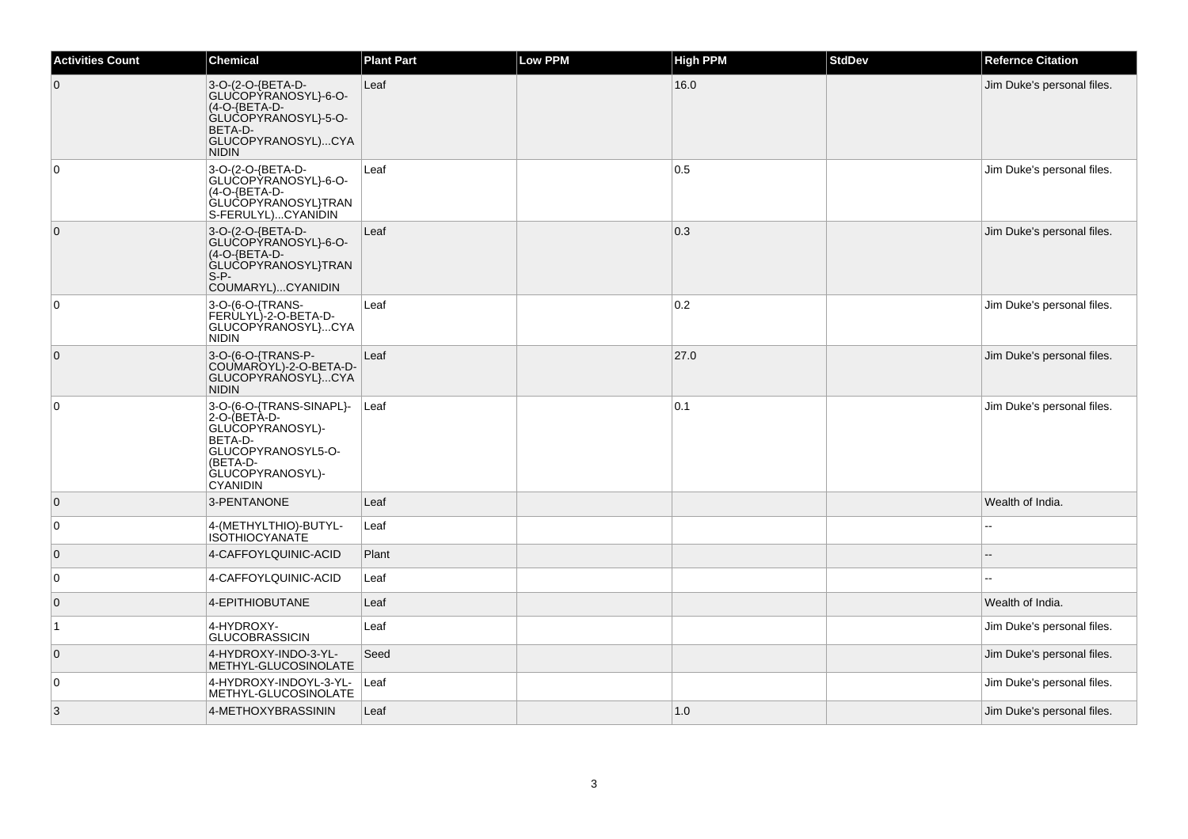| Activities Count | Chemical | Plant Part | Low PPM | High PPM | StdDev | Refernce Citation |
| --- | --- | --- | --- | --- | --- | --- |
| 0 | 3-O-(2-O-{BETA-D-GLUCOPYRANOSYL}-6-O-(4-O-{BETA-D-GLUCOPYRANOSYL}-5-O-BETA-D-GLUCOPYRANOSYL)...CYANIDIN | Leaf | | 16.0 | | Jim Duke's personal files. |
| 0 | 3-O-(2-O-{BETA-D-GLUCOPYRANOSYL}-6-O-(4-O-{BETA-D-GLUCOPYRANOSYL}TRANS-FERULYL)...CYANIDIN | Leaf | | 0.5 | | Jim Duke's personal files. |
| 0 | 3-O-(2-O-{BETA-D-GLUCOPYRANOSYL}-6-O-(4-O-{BETA-D-GLUCOPYRANOSYL}TRANS-P-COUMARYL)...CYANIDIN | Leaf | | 0.3 | | Jim Duke's personal files. |
| 0 | 3-O-(6-O-{TRANS-FERULYL)-2-O-BETA-D-GLUCOPYRANOSYL}...CYANIDIN | Leaf | | 0.2 | | Jim Duke's personal files. |
| 0 | 3-O-(6-O-{TRANS-P-COUMAROYL)-2-O-BETA-D-GLUCOPYRANOSYL}...CYANIDIN | Leaf | | 27.0 | | Jim Duke's personal files. |
| 0 | 3-O-(6-O-{TRANS-SINAPL}-2-O-(BETA-D-GLUCOPYRANOSYL)-BETA-D-GLUCOPYRANOSYL5-O-(BETA-D-GLUCOPYRANOSYL)-CYANIDIN | Leaf | | 0.1 | | Jim Duke's personal files. |
| 0 | 3-PENTANONE | Leaf | | | | Wealth of India. |
| 0 | 4-(METHYLTHIO)-BUTYL-ISOTHIOCYANATE | Leaf | | | | -- |
| 0 | 4-CAFFOYLQUINIC-ACID | Plant | | | | -- |
| 0 | 4-CAFFOYLQUINIC-ACID | Leaf | | | | -- |
| 0 | 4-EPITHIOBUTANE | Leaf | | | | Wealth of India. |
| 1 | 4-HYDROXY-GLUCOBRASSICIN | Leaf | | | | Jim Duke's personal files. |
| 0 | 4-HYDROXY-INDO-3-YL-METHYL-GLUCOSINOLATE | Seed | | | | Jim Duke's personal files. |
| 0 | 4-HYDROXY-INDOYL-3-YL-METHYL-GLUCOSINOLATE | Leaf | | | | Jim Duke's personal files. |
| 3 | 4-METHOXYBRASSININ | Leaf | | 1.0 | | Jim Duke's personal files. |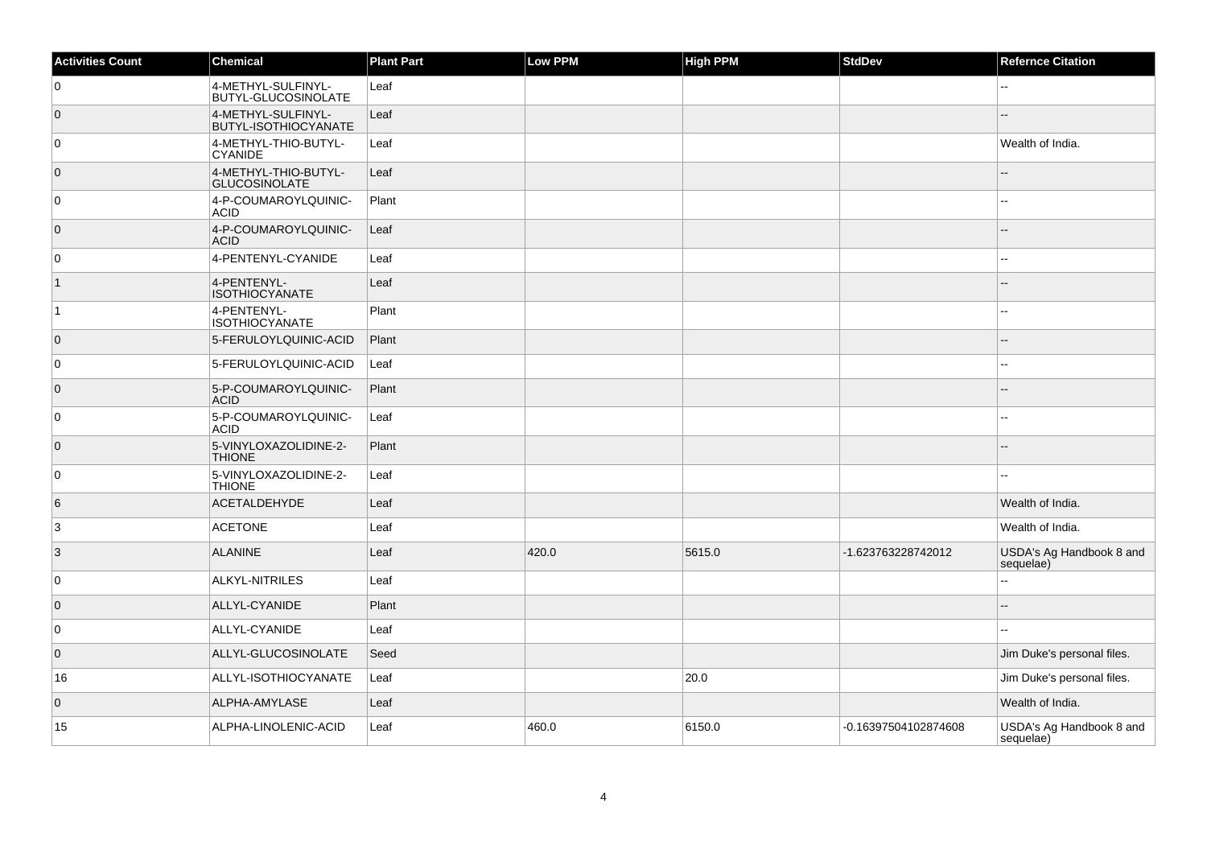| Activities Count | Chemical | Plant Part | Low PPM | High PPM | StdDev | Refernce Citation |
|---|---|---|---|---|---|---|
| 0 | 4-METHYL-SULFINYL-BUTYL-GLUCOSINOLATE | Leaf | | | | -- |
| 0 | 4-METHYL-SULFINYL-BUTYL-ISOTHIOCYANATE | Leaf | | | | -- |
| 0 | 4-METHYL-THIO-BUTYL-CYANIDE | Leaf | | | | Wealth of India. |
| 0 | 4-METHYL-THIO-BUTYL-GLUCOSINOLATE | Leaf | | | | -- |
| 0 | 4-P-COUMAROYLQUINIC-ACID | Plant | | | | -- |
| 0 | 4-P-COUMAROYLQUINIC-ACID | Leaf | | | | -- |
| 0 | 4-PENTENYL-CYANIDE | Leaf | | | | -- |
| 1 | 4-PENTENYL-ISOTHIOCYANATE | Leaf | | | | -- |
| 1 | 4-PENTENYL-ISOTHIOCYANATE | Plant | | | | -- |
| 0 | 5-FERULOYLQUINIC-ACID | Plant | | | | -- |
| 0 | 5-FERULOYLQUINIC-ACID | Leaf | | | | -- |
| 0 | 5-P-COUMAROYLQUINIC-ACID | Plant | | | | -- |
| 0 | 5-P-COUMAROYLQUINIC-ACID | Leaf | | | | -- |
| 0 | 5-VINYLOXAZOLIDINE-2-THIONE | Plant | | | | -- |
| 0 | 5-VINYLOXAZOLIDINE-2-THIONE | Leaf | | | | -- |
| 6 | ACETALDEHYDE | Leaf | | | | Wealth of India. |
| 3 | ACETONE | Leaf | | | | Wealth of India. |
| 3 | ALANINE | Leaf | 420.0 | 5615.0 | -1.623763228742012 | USDA's Ag Handbook 8 and sequelae) |
| 0 | ALKYL-NITRILES | Leaf | | | | -- |
| 0 | ALLYL-CYANIDE | Plant | | | | -- |
| 0 | ALLYL-CYANIDE | Leaf | | | | -- |
| 0 | ALLYL-GLUCOSINOLATE | Seed | | | | Jim Duke's personal files. |
| 16 | ALLYL-ISOTHIOCYANATE | Leaf | | 20.0 | | Jim Duke's personal files. |
| 0 | ALPHA-AMYLASE | Leaf | | | | Wealth of India. |
| 15 | ALPHA-LINOLENIC-ACID | Leaf | 460.0 | 6150.0 | -0.16397504102874608 | USDA's Ag Handbook 8 and sequelae) |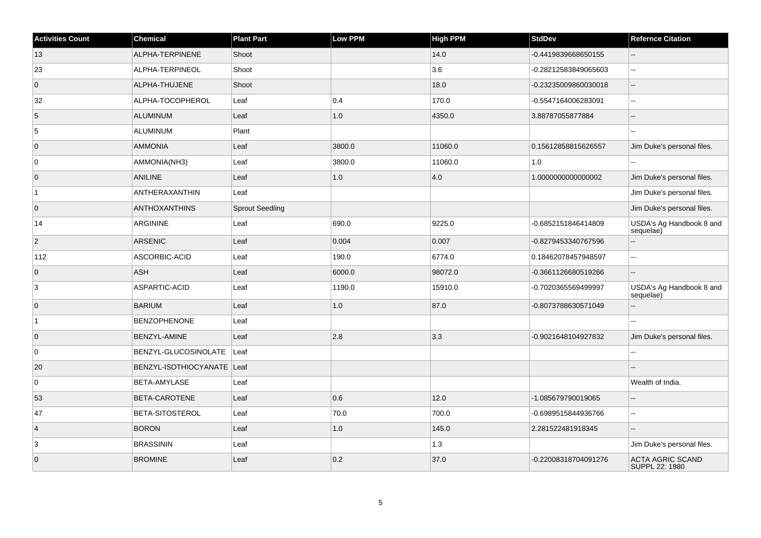| Activities Count | Chemical | Plant Part | Low PPM | High PPM | StdDev | Refernce Citation |
|---|---|---|---|---|---|---|
| 13 | ALPHA-TERPINENE | Shoot | | 14.0 | -0.4419839668650155 | -- |
| 23 | ALPHA-TERPINEOL | Shoot | | 3.6 | -0.28212583849065603 | -- |
| 0 | ALPHA-THUJENE | Shoot | | 18.0 | -0.23235009860030018 | -- |
| 32 | ALPHA-TOCOPHEROL | Leaf | 0.4 | 170.0 | -0.5547164006283091 | -- |
| 5 | ALUMINUM | Leaf | 1.0 | 4350.0 | 3.88787055877884 | -- |
| 5 | ALUMINUM | Plant | | | | -- |
| 0 | AMMONIA | Leaf | 3800.0 | 11060.0 | 0.15612858815626557 | Jim Duke's personal files. |
| 0 | AMMONIA(NH3) | Leaf | 3800.0 | 11060.0 | 1.0 | -- |
| 0 | ANILINE | Leaf | 1.0 | 4.0 | 1.0000000000000002 | Jim Duke's personal files. |
| 1 | ANTHERAXANTHIN | Leaf | | | | Jim Duke's personal files. |
| 0 | ANTHOXANTHINS | Sprout Seedling | | | | Jim Duke's personal files. |
| 14 | ARGININE | Leaf | 690.0 | 9225.0 | -0.6852151846414809 | USDA's Ag Handbook 8 and sequelae) |
| 2 | ARSENIC | Leaf | 0.004 | 0.007 | -0.8279453340767596 | -- |
| 112 | ASCORBIC-ACID | Leaf | 190.0 | 6774.0 | 0.18462078457948597 | -- |
| 0 | ASH | Leaf | 6000.0 | 98072.0 | -0.3661126680519266 | -- |
| 3 | ASPARTIC-ACID | Leaf | 1190.0 | 15910.0 | -0.7020365569499997 | USDA's Ag Handbook 8 and sequelae) |
| 0 | BARIUM | Leaf | 1.0 | 87.0 | -0.8073788630571049 | -- |
| 1 | BENZOPHENONE | Leaf | | | | -- |
| 0 | BENZYL-AMINE | Leaf | 2.8 | 3.3 | -0.9021648104927832 | Jim Duke's personal files. |
| 0 | BENZYL-GLUCOSINOLATE | Leaf | | | | -- |
| 20 | BENZYL-ISOTHIOCYANATE | Leaf | | | | -- |
| 0 | BETA-AMYLASE | Leaf | | | | Wealth of India. |
| 53 | BETA-CAROTENE | Leaf | 0.6 | 12.0 | -1.085679790019065 | -- |
| 47 | BETA-SITOSTEROL | Leaf | 70.0 | 700.0 | -0.6989515844936766 | -- |
| 4 | BORON | Leaf | 1.0 | 145.0 | 2.281522481918345 | -- |
| 3 | BRASSININ | Leaf | | 1.3 | | Jim Duke's personal files. |
| 0 | BROMINE | Leaf | 0.2 | 37.0 | -0.22008318704091276 | ACTA AGRIC SCAND SUPPL 22: 1980 |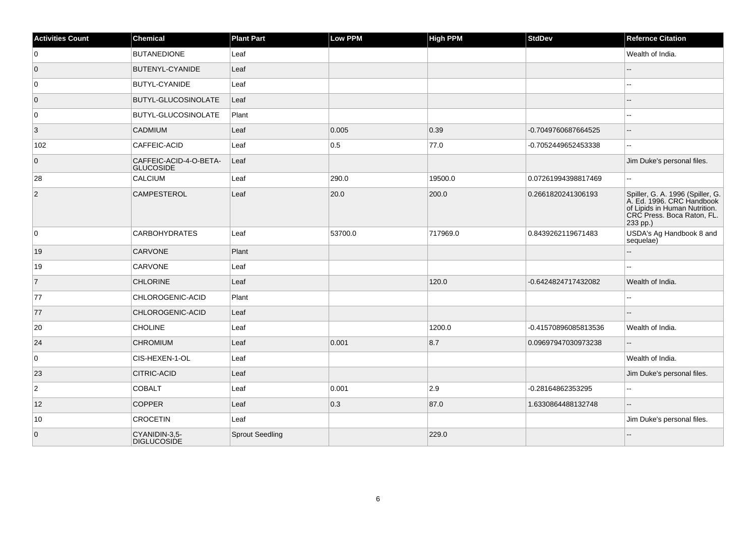| Activities Count | Chemical | Plant Part | Low PPM | High PPM | StdDev | Refernce Citation |
|---|---|---|---|---|---|---|
| 0 | BUTANEDIONE | Leaf | | | | Wealth of India. |
| 0 | BUTENYL-CYANIDE | Leaf | | | | -- |
| 0 | BUTYL-CYANIDE | Leaf | | | | -- |
| 0 | BUTYL-GLUCOSINOLATE | Leaf | | | | -- |
| 0 | BUTYL-GLUCOSINOLATE | Plant | | | | -- |
| 3 | CADMIUM | Leaf | 0.005 | 0.39 | -0.7049760687664525 | -- |
| 102 | CAFFEIC-ACID | Leaf | 0.5 | 77.0 | -0.7052449652453338 | -- |
| 0 | CAFFEIC-ACID-4-O-BETA-GLUCOSIDE | Leaf | | | | Jim Duke's personal files. |
| 28 | CALCIUM | Leaf | 290.0 | 19500.0 | 0.07261994398817469 | -- |
| 2 | CAMPESTEROL | Leaf | 20.0 | 200.0 | 0.2661820241306193 | Spiller, G. A. 1996 (Spiller, G. A. Ed. 1996. CRC Handbook of Lipids in Human Nutrition. CRC Press. Boca Raton, FL. 233 pp.) |
| 0 | CARBOHYDRATES | Leaf | 53700.0 | 717969.0 | 0.8439262119671483 | USDA's Ag Handbook 8 and sequelae) |
| 19 | CARVONE | Plant | | | | -- |
| 19 | CARVONE | Leaf | | | | -- |
| 7 | CHLORINE | Leaf | | 120.0 | -0.6424824717432082 | Wealth of India. |
| 77 | CHLOROGENIC-ACID | Plant | | | | -- |
| 77 | CHLOROGENIC-ACID | Leaf | | | | -- |
| 20 | CHOLINE | Leaf | | 1200.0 | -0.41570896085813536 | Wealth of India. |
| 24 | CHROMIUM | Leaf | 0.001 | 8.7 | 0.09697947030973238 | -- |
| 0 | CIS-HEXEN-1-OL | Leaf | | | | Wealth of India. |
| 23 | CITRIC-ACID | Leaf | | | | Jim Duke's personal files. |
| 2 | COBALT | Leaf | 0.001 | 2.9 | -0.28164862353295 | -- |
| 12 | COPPER | Leaf | 0.3 | 87.0 | 1.6330864488132748 | -- |
| 10 | CROCETIN | Leaf | | | | Jim Duke's personal files. |
| 0 | CYANIDIN-3,5-DIGLUCOSIDE | Sprout Seedling | | 229.0 | | -- |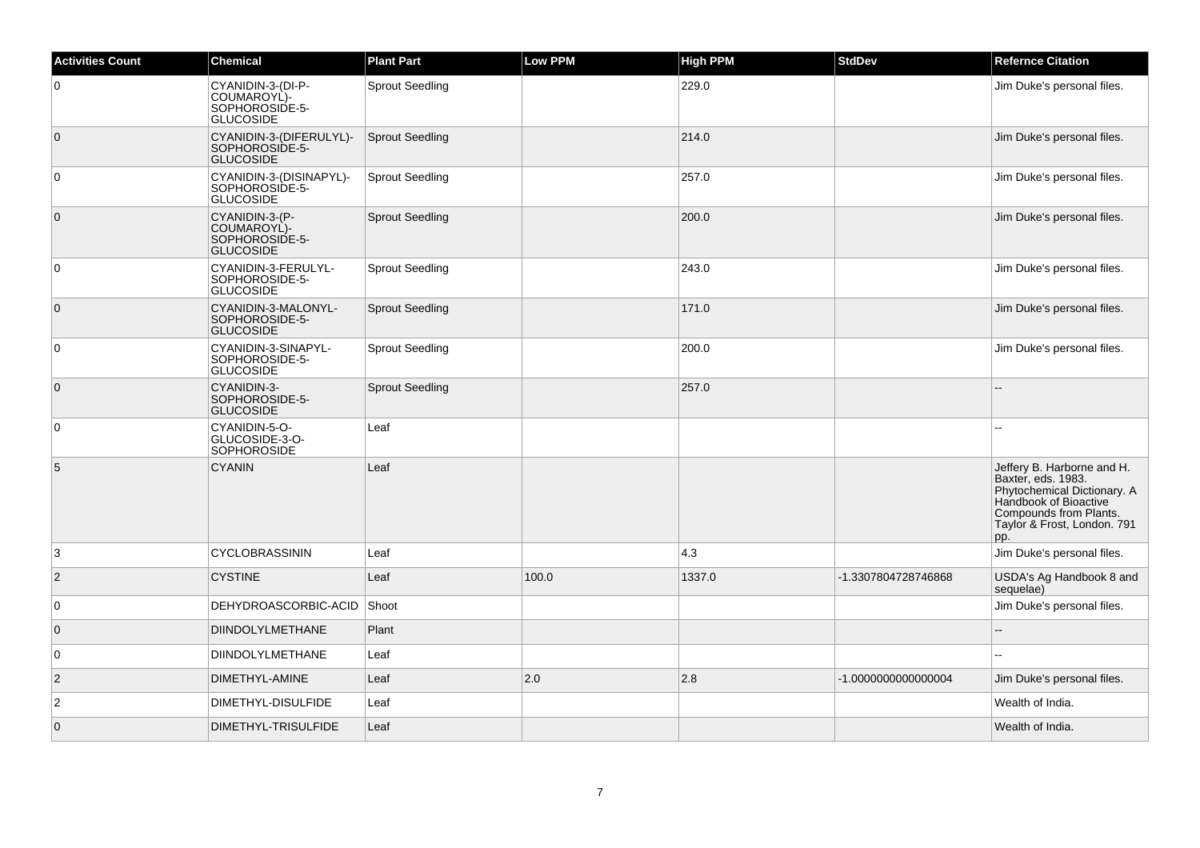| Activities Count | Chemical | Plant Part | Low PPM | High PPM | StdDev | Refernce Citation |
|---|---|---|---|---|---|---|
| 0 | CYANIDIN-3-(DI-P-COUMAROYL)-SOPHOROSIDE-5-GLUCOSIDE | Sprout Seedling | | 229.0 | | Jim Duke's personal files. |
| 0 | CYANIDIN-3-(DIFERULYL)-SOPHOROSIDE-5-GLUCOSIDE | Sprout Seedling | | 214.0 | | Jim Duke's personal files. |
| 0 | CYANIDIN-3-(DISINAPYL)-SOPHOROSIDE-5-GLUCOSIDE | Sprout Seedling | | 257.0 | | Jim Duke's personal files. |
| 0 | CYANIDIN-3-(P-COUMAROYL)-SOPHOROSIDE-5-GLUCOSIDE | Sprout Seedling | | 200.0 | | Jim Duke's personal files. |
| 0 | CYANIDIN-3-FERULYL-SOPHOROSIDE-5-GLUCOSIDE | Sprout Seedling | | 243.0 | | Jim Duke's personal files. |
| 0 | CYANIDIN-3-MALONYL-SOPHOROSIDE-5-GLUCOSIDE | Sprout Seedling | | 171.0 | | Jim Duke's personal files. |
| 0 | CYANIDIN-3-SINAPYL-SOPHOROSIDE-5-GLUCOSIDE | Sprout Seedling | | 200.0 | | Jim Duke's personal files. |
| 0 | CYANIDIN-3-SOPHOROSIDE-5-GLUCOSIDE | Sprout Seedling | | 257.0 | | -- |
| 0 | CYANIDIN-5-O-GLUCOSIDE-3-O-SOPHOROSIDE | Leaf | | | | -- |
| 5 | CYANIN | Leaf | | | | Jeffery B. Harborne and H. Baxter, eds. 1983. Phytochemical Dictionary. A Handbook of Bioactive Compounds from Plants. Taylor & Frost, London. 791 pp. |
| 3 | CYCLOBRASSININ | Leaf | | 4.3 | | Jim Duke's personal files. |
| 2 | CYSTINE | Leaf | 100.0 | 1337.0 | -1.3307804728746868 | USDA's Ag Handbook 8 and sequelae) |
| 0 | DEHYDROASCORBIC-ACID | Shoot | | | | Jim Duke's personal files. |
| 0 | DIINDOLYLMETHANE | Plant | | | | -- |
| 0 | DIINDOLYLMETHANE | Leaf | | | | -- |
| 2 | DIMETHYL-AMINE | Leaf | 2.0 | 2.8 | -1.0000000000000004 | Jim Duke's personal files. |
| 2 | DIMETHYL-DISULFIDE | Leaf | | | | Wealth of India. |
| 0 | DIMETHYL-TRISULFIDE | Leaf | | | | Wealth of India. |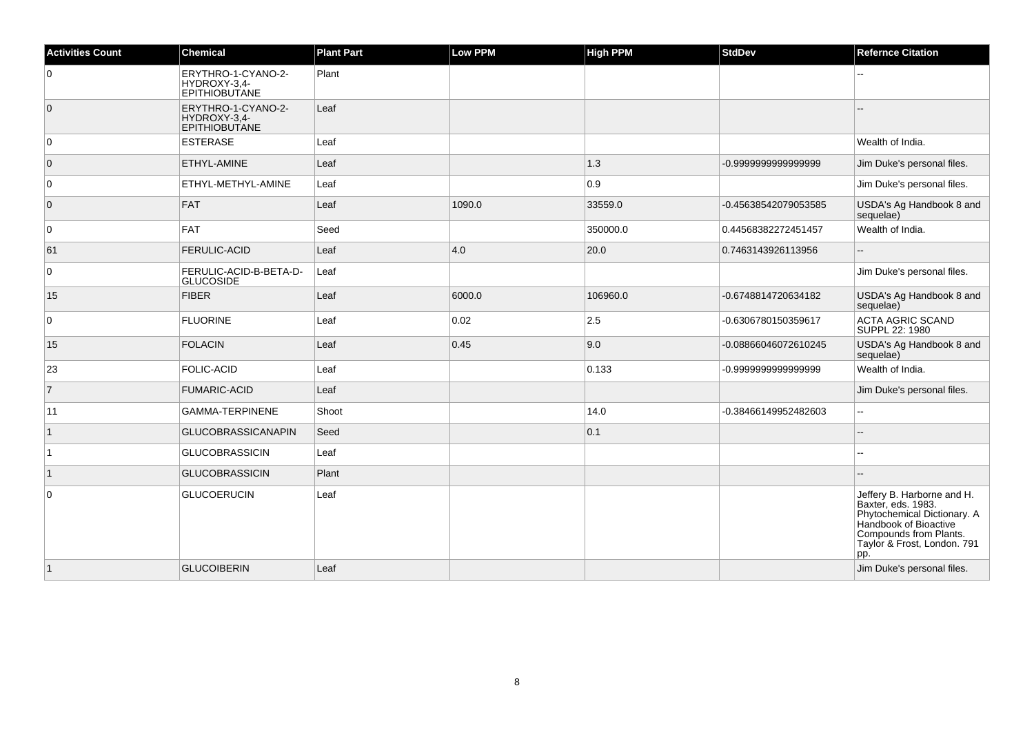| Activities Count | Chemical | Plant Part | Low PPM | High PPM | StdDev | Refernce Citation |
|---|---|---|---|---|---|---|
| 0 | ERYTHRO-1-CYANO-2-HYDROXY-3,4-EPITHIOBUTANE | Plant | | | | -- |
| 0 | ERYTHRO-1-CYANO-2-HYDROXY-3,4-EPITHIOBUTANE | Leaf | | | | -- |
| 0 | ESTERASE | Leaf | | | | Wealth of India. |
| 0 | ETHYL-AMINE | Leaf | | 1.3 | -0.9999999999999999 | Jim Duke's personal files. |
| 0 | ETHYL-METHYL-AMINE | Leaf | | 0.9 | | Jim Duke's personal files. |
| 0 | FAT | Leaf | 1090.0 | 33559.0 | -0.45638542079053585 | USDA's Ag Handbook 8 and sequelae) |
| 0 | FAT | Seed | | 350000.0 | 0.44568382272451457 | Wealth of India. |
| 61 | FERULIC-ACID | Leaf | 4.0 | 20.0 | 0.7463143926113956 | -- |
| 0 | FERULIC-ACID-B-BETA-D-GLUCOSIDE | Leaf | | | | Jim Duke's personal files. |
| 15 | FIBER | Leaf | 6000.0 | 106960.0 | -0.6748814720634182 | USDA's Ag Handbook 8 and sequelae) |
| 0 | FLUORINE | Leaf | 0.02 | 2.5 | -0.6306780150359617 | ACTA AGRIC SCAND SUPPL 22: 1980 |
| 15 | FOLACIN | Leaf | 0.45 | 9.0 | -0.08866046072610245 | USDA's Ag Handbook 8 and sequelae) |
| 23 | FOLIC-ACID | Leaf | | 0.133 | -0.9999999999999999 | Wealth of India. |
| 7 | FUMARIC-ACID | Leaf | | | | Jim Duke's personal files. |
| 11 | GAMMA-TERPINENE | Shoot | | 14.0 | -0.38466149952482603 | -- |
| 1 | GLUCOBRASSICANAPIN | Seed | | 0.1 | | -- |
| 1 | GLUCOBRASSICIN | Leaf | | | | -- |
| 1 | GLUCOBRASSICIN | Plant | | | | -- |
| 0 | GLUCOERUCIN | Leaf | | | | Jeffery B. Harborne and H. Baxter, eds. 1983. Phytochemical Dictionary. A Handbook of Bioactive Compounds from Plants. Taylor & Frost, London. 791 pp. |
| 1 | GLUCOIBERIN | Leaf | | | | Jim Duke's personal files. |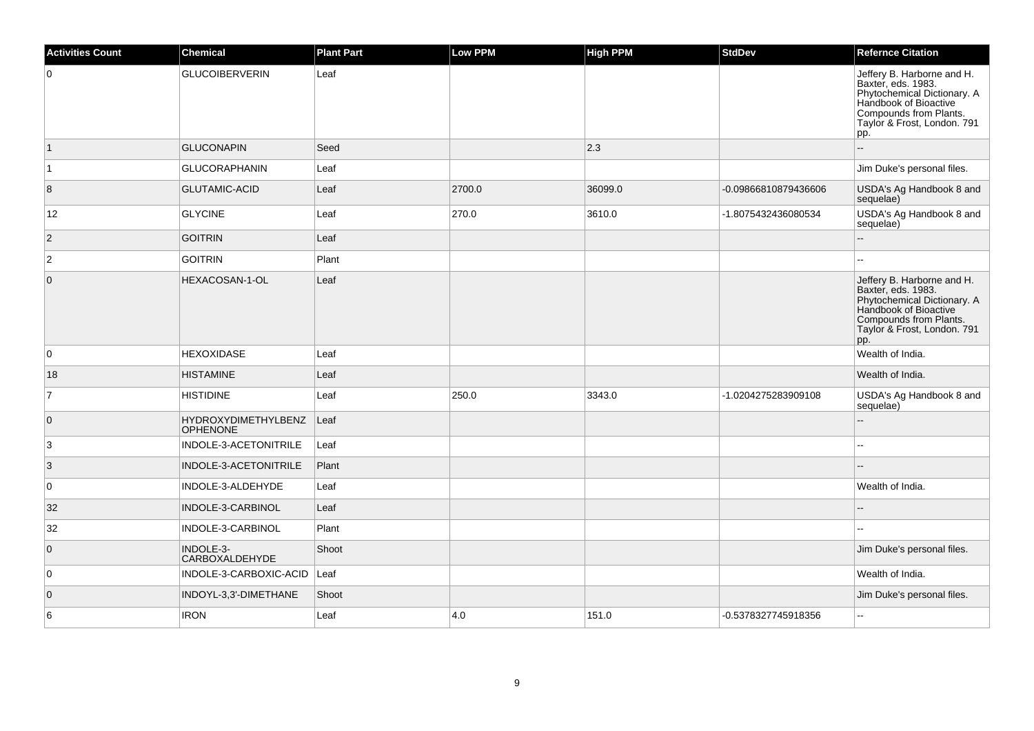| Activities Count | Chemical | Plant Part | Low PPM | High PPM | StdDev | Refernce Citation |
|---|---|---|---|---|---|---|
| 0 | GLUCOIBERVERIN | Leaf | | | | Jeffery B. Harborne and H. Baxter, eds. 1983. Phytochemical Dictionary. A Handbook of Bioactive Compounds from Plants. Taylor & Frost, London. 791 pp. |
| 1 | GLUCONAPIN | Seed | | 2.3 | | -- |
| 1 | GLUCORAPHANIN | Leaf | | | | Jim Duke's personal files. |
| 8 | GLUTAMIC-ACID | Leaf | 2700.0 | 36099.0 | -0.09866810879436606 | USDA's Ag Handbook 8 and sequelae) |
| 12 | GLYCINE | Leaf | 270.0 | 3610.0 | -1.8075432436080534 | USDA's Ag Handbook 8 and sequelae) |
| 2 | GOITRIN | Leaf | | | | -- |
| 2 | GOITRIN | Plant | | | | -- |
| 0 | HEXACOSAN-1-OL | Leaf | | | | Jeffery B. Harborne and H. Baxter, eds. 1983. Phytochemical Dictionary. A Handbook of Bioactive Compounds from Plants. Taylor & Frost, London. 791 pp. |
| 0 | HEXOXIDASE | Leaf | | | | Wealth of India. |
| 18 | HISTAMINE | Leaf | | | | Wealth of India. |
| 7 | HISTIDINE | Leaf | 250.0 | 3343.0 | -1.0204275283909108 | USDA's Ag Handbook 8 and sequelae) |
| 0 | HYDROXYDIMETHYLBENZOPHENONE | Leaf | | | | -- |
| 3 | INDOLE-3-ACETONITRILE | Leaf | | | | -- |
| 3 | INDOLE-3-ACETONITRILE | Plant | | | | -- |
| 0 | INDOLE-3-ALDEHYDE | Leaf | | | | Wealth of India. |
| 32 | INDOLE-3-CARBINOL | Leaf | | | | -- |
| 32 | INDOLE-3-CARBINOL | Plant | | | | -- |
| 0 | INDOLE-3-CARBOXALDEHYDE | Shoot | | | | Jim Duke's personal files. |
| 0 | INDOLE-3-CARBOXIC-ACID | Leaf | | | | Wealth of India. |
| 0 | INDOYL-3,3'-DIMETHANE | Shoot | | | | Jim Duke's personal files. |
| 6 | IRON | Leaf | 4.0 | 151.0 | -0.5378327745918356 | -- |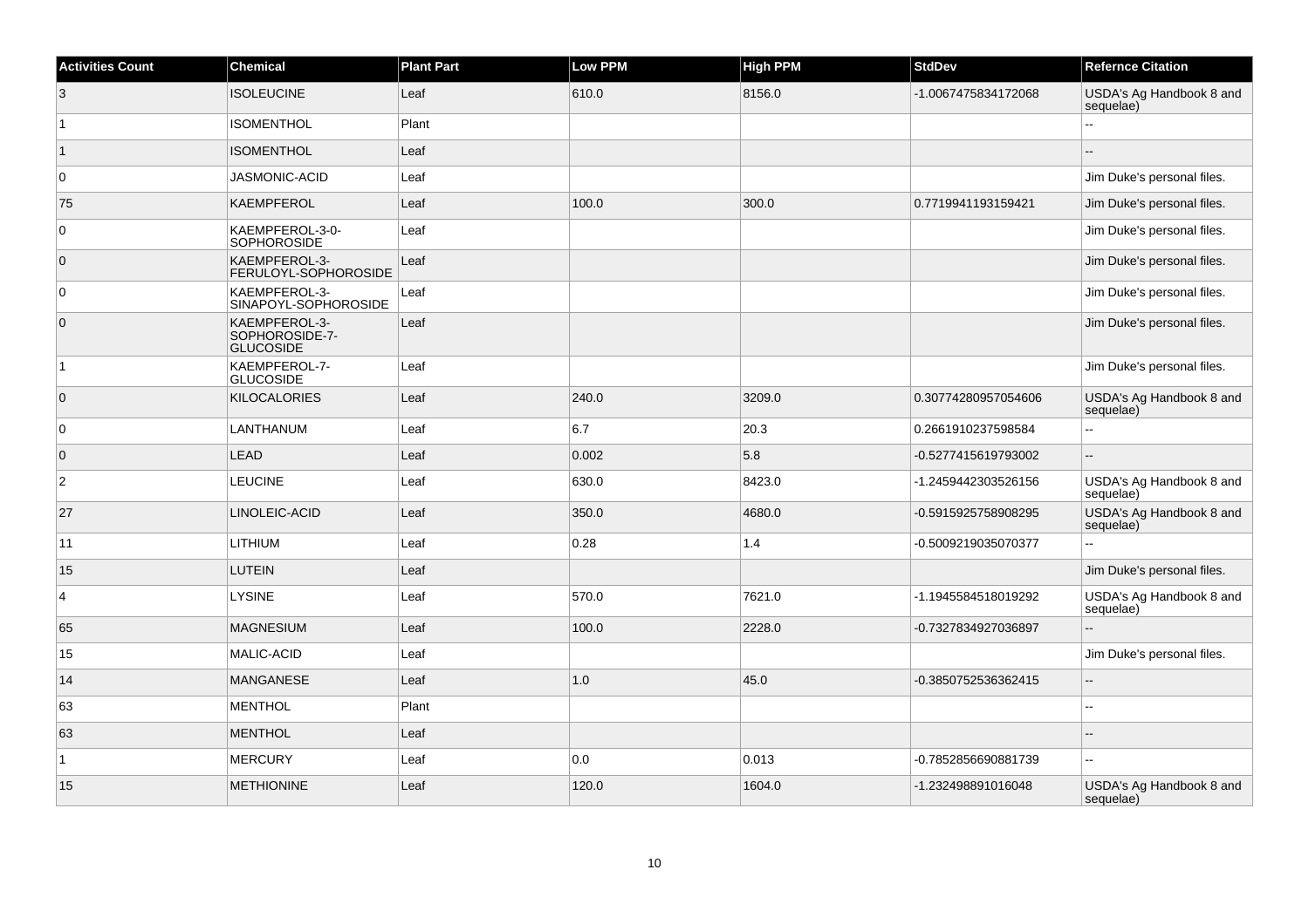| Activities Count | Chemical | Plant Part | Low PPM | High PPM | StdDev | Refernce Citation |
|---|---|---|---|---|---|---|
| 3 | ISOLEUCINE | Leaf | 610.0 | 8156.0 | -1.0067475834172068 | USDA's Ag Handbook 8 and sequelae) |
| 1 | ISOMENTHOL | Plant | | | | -- |
| 1 | ISOMENTHOL | Leaf | | | | -- |
| 0 | JASMONIC-ACID | Leaf | | | | Jim Duke's personal files. |
| 75 | KAEMPFEROL | Leaf | 100.0 | 300.0 | 0.7719941193159421 | Jim Duke's personal files. |
| 0 | KAEMPFEROL-3-0-SOPHOROSIDE | Leaf | | | | Jim Duke's personal files. |
| 0 | KAEMPFEROL-3-FERULOYL-SOPHOROSIDE | Leaf | | | | Jim Duke's personal files. |
| 0 | KAEMPFEROL-3-SINAPOYL-SOPHOROSIDE | Leaf | | | | Jim Duke's personal files. |
| 0 | KAEMPFEROL-3-SOPHOROSIDE-7-GLUCOSIDE | Leaf | | | | Jim Duke's personal files. |
| 1 | KAEMPFEROL-7-GLUCOSIDE | Leaf | | | | Jim Duke's personal files. |
| 0 | KILOCALORIES | Leaf | 240.0 | 3209.0 | 0.30774280957054606 | USDA's Ag Handbook 8 and sequelae) |
| 0 | LANTHANUM | Leaf | 6.7 | 20.3 | 0.2661910237598584 | -- |
| 0 | LEAD | Leaf | 0.002 | 5.8 | -0.5277415619793002 | -- |
| 2 | LEUCINE | Leaf | 630.0 | 8423.0 | -1.2459442303526156 | USDA's Ag Handbook 8 and sequelae) |
| 27 | LINOLEIC-ACID | Leaf | 350.0 | 4680.0 | -0.5915925758908295 | USDA's Ag Handbook 8 and sequelae) |
| 11 | LITHIUM | Leaf | 0.28 | 1.4 | -0.5009219035070377 | -- |
| 15 | LUTEIN | Leaf | | | | Jim Duke's personal files. |
| 4 | LYSINE | Leaf | 570.0 | 7621.0 | -1.1945584518019292 | USDA's Ag Handbook 8 and sequelae) |
| 65 | MAGNESIUM | Leaf | 100.0 | 2228.0 | -0.7327834927036897 | -- |
| 15 | MALIC-ACID | Leaf | | | | Jim Duke's personal files. |
| 14 | MANGANESE | Leaf | 1.0 | 45.0 | -0.3850752536362415 | -- |
| 63 | MENTHOL | Plant | | | | -- |
| 63 | MENTHOL | Leaf | | | | -- |
| 1 | MERCURY | Leaf | 0.0 | 0.013 | -0.7852856690881739 | -- |
| 15 | METHIONINE | Leaf | 120.0 | 1604.0 | -1.232498891016048 | USDA's Ag Handbook 8 and sequelae) |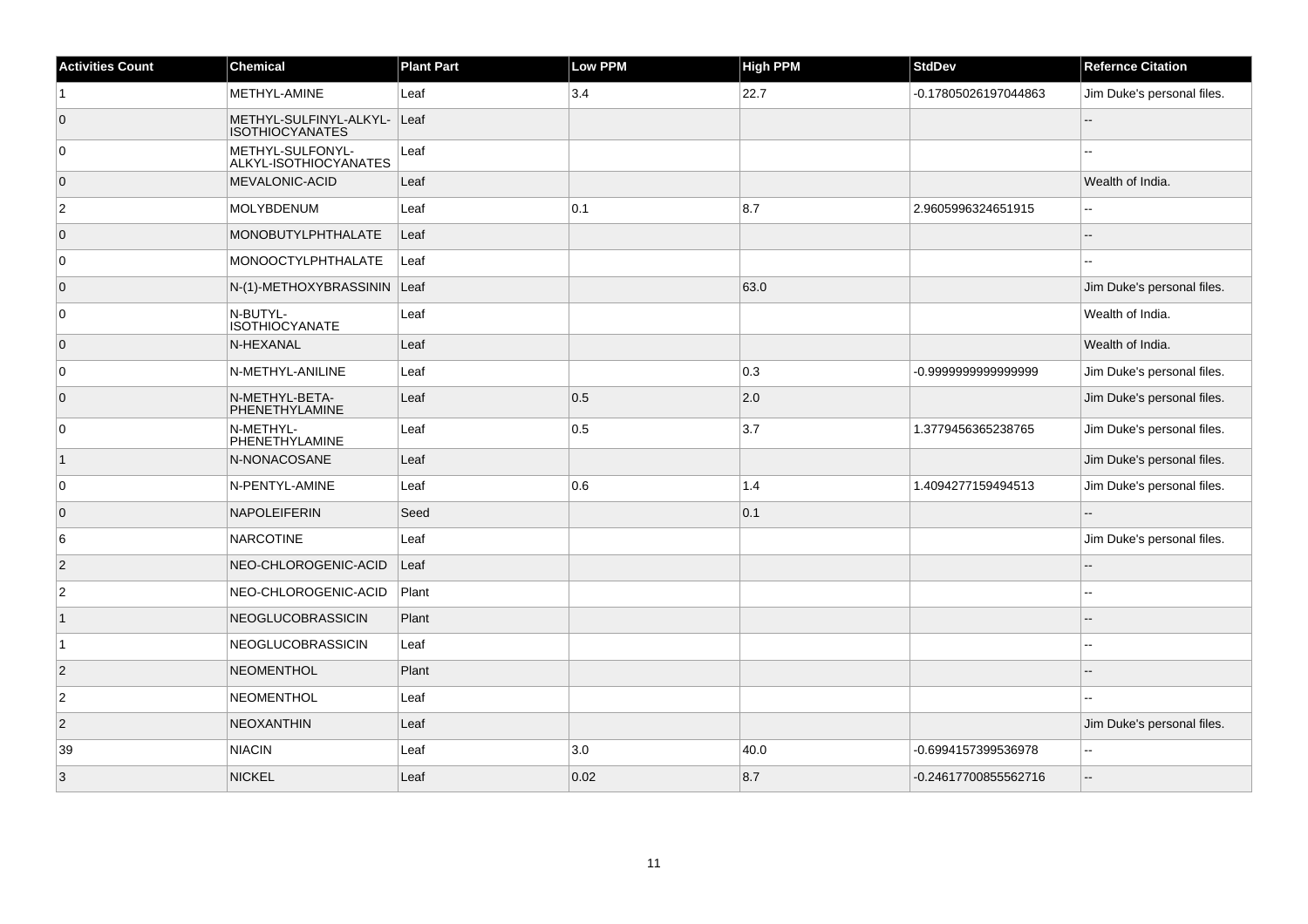| Activities Count | Chemical | Plant Part | Low PPM | High PPM | StdDev | Refernce Citation |
|---|---|---|---|---|---|---|
| 1 | METHYL-AMINE | Leaf | 3.4 | 22.7 | -0.17805026197044863 | Jim Duke's personal files. |
| 0 | METHYL-SULFINYL-ALKYL-ISOTHIOCYANATES | Leaf | | | | -- |
| 0 | METHYL-SULFONYL-ALKYL-ISOTHIOCYANATES | Leaf | | | | -- |
| 0 | MEVALONIC-ACID | Leaf | | | | Wealth of India. |
| 2 | MOLYBDENUM | Leaf | 0.1 | 8.7 | 2.9605996324651915 | -- |
| 0 | MONOBUTYLPHTHALATE | Leaf | | | | -- |
| 0 | MONOOCTYLPHTHALATE | Leaf | | | | -- |
| 0 | N-(1)-METHOXYBRASSININ | Leaf | | 63.0 | | Jim Duke's personal files. |
| 0 | N-BUTYL-ISOTHIOCYANATE | Leaf | | | | Wealth of India. |
| 0 | N-HEXANAL | Leaf | | | | Wealth of India. |
| 0 | N-METHYL-ANILINE | Leaf | | 0.3 | -0.9999999999999999 | Jim Duke's personal files. |
| 0 | N-METHYL-BETA-PHENETHYLAMINE | Leaf | 0.5 | 2.0 | | Jim Duke's personal files. |
| 0 | N-METHYL-PHENETHYLAMINE | Leaf | 0.5 | 3.7 | 1.3779456365238765 | Jim Duke's personal files. |
| 1 | N-NONACOSANE | Leaf | | | | Jim Duke's personal files. |
| 0 | N-PENTYL-AMINE | Leaf | 0.6 | 1.4 | 1.4094277159494513 | Jim Duke's personal files. |
| 0 | NAPOLEIFERIN | Seed | | 0.1 | | -- |
| 6 | NARCOTINE | Leaf | | | | Jim Duke's personal files. |
| 2 | NEO-CHLOROGENIC-ACID | Leaf | | | | -- |
| 2 | NEO-CHLOROGENIC-ACID | Plant | | | | -- |
| 1 | NEOGLUCOBRASSICIN | Plant | | | | -- |
| 1 | NEOGLUCOBRASSICIN | Leaf | | | | -- |
| 2 | NEOMENTHOL | Plant | | | | -- |
| 2 | NEOMENTHOL | Leaf | | | | -- |
| 2 | NEOXANTHIN | Leaf | | | | Jim Duke's personal files. |
| 39 | NIACIN | Leaf | 3.0 | 40.0 | -0.6994157399536978 | -- |
| 3 | NICKEL | Leaf | 0.02 | 8.7 | -0.24617700855562716 | -- |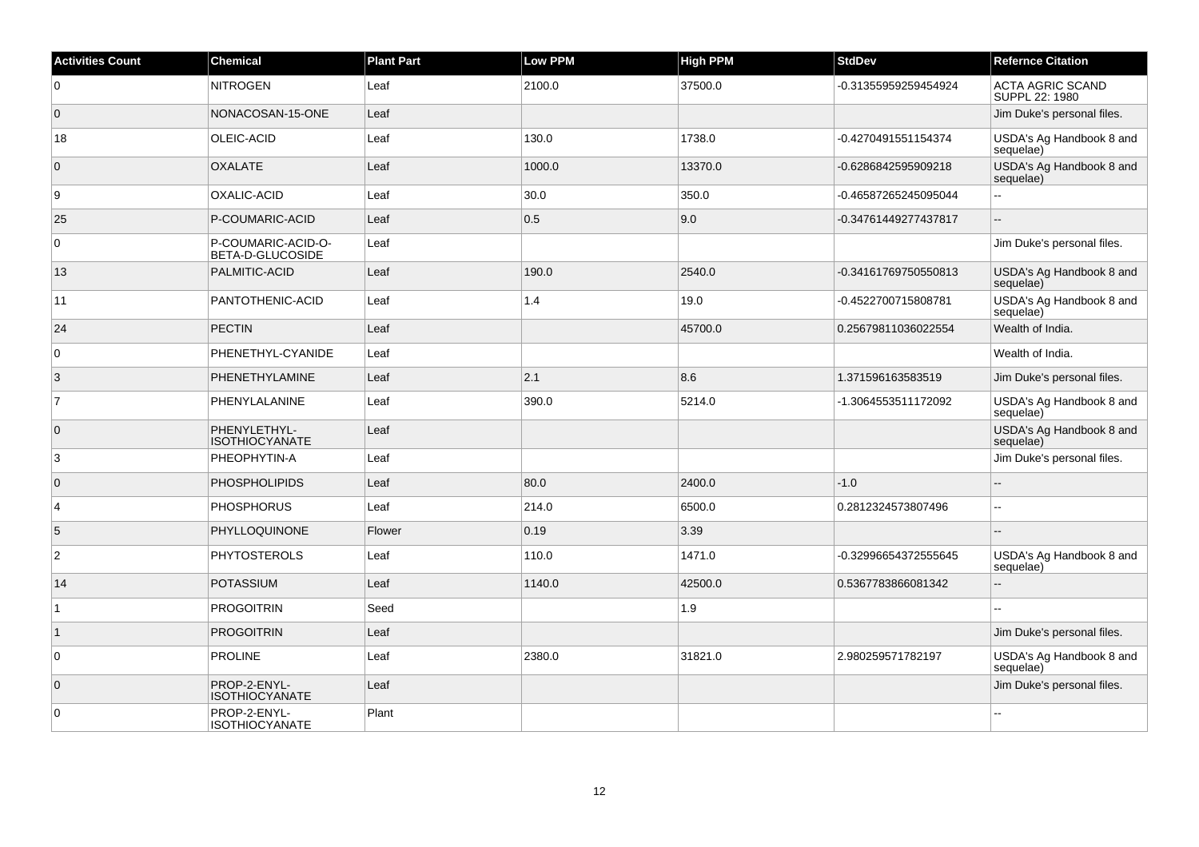| Activities Count | Chemical | Plant Part | Low PPM | High PPM | StdDev | Refernce Citation |
|---|---|---|---|---|---|---|
| 0 | NITROGEN | Leaf | 2100.0 | 37500.0 | -0.31355959259454924 | ACTA AGRIC SCAND SUPPL 22: 1980 |
| 0 | NONACOSAN-15-ONE | Leaf | | | | Jim Duke's personal files. |
| 18 | OLEIC-ACID | Leaf | 130.0 | 1738.0 | -0.4270491551154374 | USDA's Ag Handbook 8 and sequelae) |
| 0 | OXALATE | Leaf | 1000.0 | 13370.0 | -0.6286842595909218 | USDA's Ag Handbook 8 and sequelae) |
| 9 | OXALIC-ACID | Leaf | 30.0 | 350.0 | -0.46587265245095044 | -- |
| 25 | P-COUMARIC-ACID | Leaf | 0.5 | 9.0 | -0.34761449277437817 | -- |
| 0 | P-COUMARIC-ACID-O-BETA-D-GLUCOSIDE | Leaf | | | | Jim Duke's personal files. |
| 13 | PALMITIC-ACID | Leaf | 190.0 | 2540.0 | -0.34161769750550813 | USDA's Ag Handbook 8 and sequelae) |
| 11 | PANTOTHENIC-ACID | Leaf | 1.4 | 19.0 | -0.4522700715808781 | USDA's Ag Handbook 8 and sequelae) |
| 24 | PECTIN | Leaf | | 45700.0 | 0.25679811036022554 | Wealth of India. |
| 0 | PHENETHYL-CYANIDE | Leaf | | | | Wealth of India. |
| 3 | PHENETHYLAMINE | Leaf | 2.1 | 8.6 | 1.371596163583519 | Jim Duke's personal files. |
| 7 | PHENYLALANINE | Leaf | 390.0 | 5214.0 | -1.3064553511172092 | USDA's Ag Handbook 8 and sequelae) |
| 0 | PHENYLETHYL-ISOTHIOCYANATE | Leaf | | | | USDA's Ag Handbook 8 and sequelae) |
| 3 | PHEOPHYTIN-A | Leaf | | | | Jim Duke's personal files. |
| 0 | PHOSPHOLIPIDS | Leaf | 80.0 | 2400.0 | -1.0 | -- |
| 4 | PHOSPHORUS | Leaf | 214.0 | 6500.0 | 0.2812324573807496 | -- |
| 5 | PHYLLOQUINONE | Flower | 0.19 | 3.39 | | -- |
| 2 | PHYTOSTEROLS | Leaf | 110.0 | 1471.0 | -0.32996654372555645 | USDA's Ag Handbook 8 and sequelae) |
| 14 | POTASSIUM | Leaf | 1140.0 | 42500.0 | 0.5367783866081342 | -- |
| 1 | PROGOITRIN | Seed | | 1.9 | | -- |
| 1 | PROGOITRIN | Leaf | | | | Jim Duke's personal files. |
| 0 | PROLINE | Leaf | 2380.0 | 31821.0 | 2.980259571782197 | USDA's Ag Handbook 8 and sequelae) |
| 0 | PROP-2-ENYL-ISOTHIOCYANATE | Leaf | | | | Jim Duke's personal files. |
| 0 | PROP-2-ENYL-ISOTHIOCYANATE | Plant | | | | -- |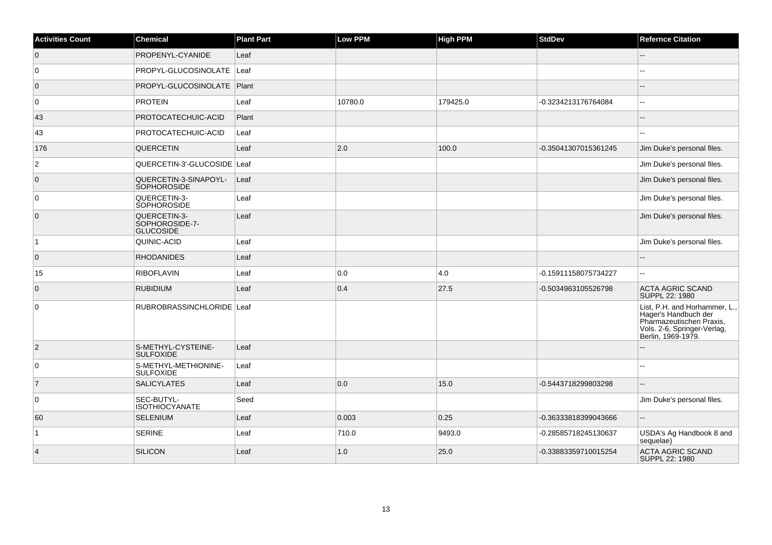| Activities Count | Chemical | Plant Part | Low PPM | High PPM | StdDev | Refernce Citation |
|---|---|---|---|---|---|---|
| 0 | PROPENYL-CYANIDE | Leaf | | | | -- |
| 0 | PROPYL-GLUCOSINOLATE | Leaf | | | | -- |
| 0 | PROPYL-GLUCOSINOLATE | Plant | | | | -- |
| 0 | PROTEIN | Leaf | 10780.0 | 179425.0 | -0.3234213176764084 | -- |
| 43 | PROTOCATECHUIC-ACID | Plant | | | | -- |
| 43 | PROTOCATECHUIC-ACID | Leaf | | | | -- |
| 176 | QUERCETIN | Leaf | 2.0 | 100.0 | -0.35041307015361245 | Jim Duke's personal files. |
| 2 | QUERCETIN-3'-GLUCOSIDE | Leaf | | | | Jim Duke's personal files. |
| 0 | QUERCETIN-3-SINAPOYL-SOPHOROSIDE | Leaf | | | | Jim Duke's personal files. |
| 0 | QUERCETIN-3-SOPHOROSIDE | Leaf | | | | Jim Duke's personal files. |
| 0 | QUERCETIN-3-SOPHOROSIDE-7-GLUCOSIDE | Leaf | | | | Jim Duke's personal files. |
| 1 | QUINIC-ACID | Leaf | | | | Jim Duke's personal files. |
| 0 | RHODANIDES | Leaf | | | | -- |
| 15 | RIBOFLAVIN | Leaf | 0.0 | 4.0 | -0.15911158075734227 | -- |
| 0 | RUBIDIUM | Leaf | 0.4 | 27.5 | -0.5034963105526798 | ACTA AGRIC SCAND SUPPL 22: 1980 |
| 0 | RUBROBRASSINCHLORIDE | Leaf | | | | List, P.H. and Horhammer, L., Hager's Handbuch der Pharmazeutischen Praxis, Vols. 2-6, Springer-Verlag, Berlin, 1969-1979. |
| 2 | S-METHYL-CYSTEINE-SULFOXIDE | Leaf | | | | -- |
| 0 | S-METHYL-METHIONINE-SULFOXIDE | Leaf | | | | -- |
| 7 | SALICYLATES | Leaf | 0.0 | 15.0 | -0.5443718299803298 | -- |
| 0 | SEC-BUTYL-ISOTHIOCYANATE | Seed | | | | Jim Duke's personal files. |
| 60 | SELENIUM | Leaf | 0.003 | 0.25 | -0.36333818399043666 | -- |
| 1 | SERINE | Leaf | 710.0 | 9493.0 | -0.28585718245130637 | USDA's Ag Handbook 8 and sequelae) |
| 4 | SILICON | Leaf | 1.0 | 25.0 | -0.33883359710015254 | ACTA AGRIC SCAND SUPPL 22: 1980 |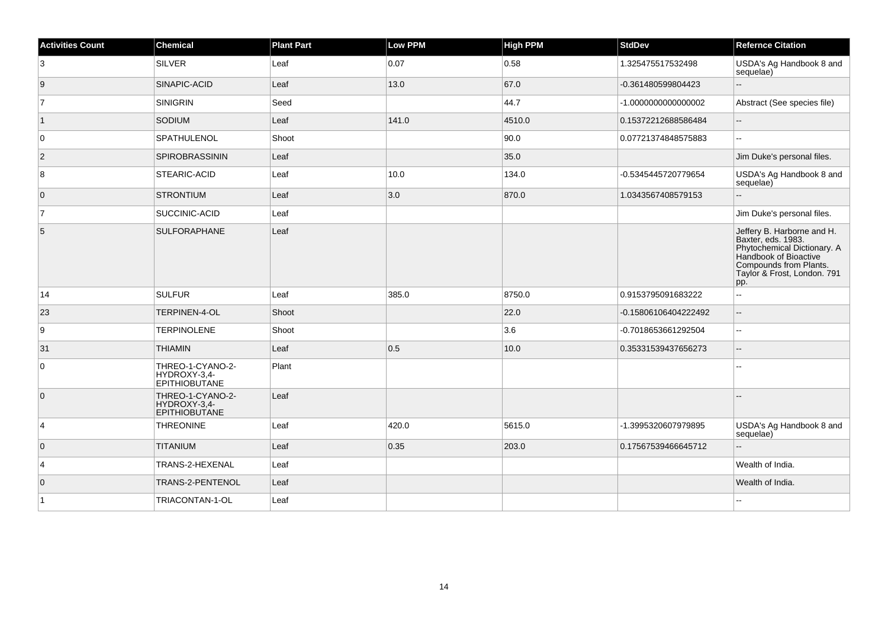| Activities Count | Chemical | Plant Part | Low PPM | High PPM | StdDev | Refernce Citation |
|---|---|---|---|---|---|---|
| 3 | SILVER | Leaf | 0.07 | 0.58 | 1.325475517532498 | USDA's Ag Handbook 8 and sequelae) |
| 9 | SINAPIC-ACID | Leaf | 13.0 | 67.0 | -0.361480599804423 | -- |
| 7 | SINIGRIN | Seed | | 44.7 | -1.0000000000000002 | Abstract (See species file) |
| 1 | SODIUM | Leaf | 141.0 | 4510.0 | 0.15372212688586484 | -- |
| 0 | SPATHULENOL | Shoot | | 90.0 | 0.07721374848575883 | -- |
| 2 | SPIROBRASSININ | Leaf | | 35.0 | | Jim Duke's personal files. |
| 8 | STEARIC-ACID | Leaf | 10.0 | 134.0 | -0.5345445720779654 | USDA's Ag Handbook 8 and sequelae) |
| 0 | STRONTIUM | Leaf | 3.0 | 870.0 | 1.0343567408579153 | -- |
| 7 | SUCCINIC-ACID | Leaf | | | | Jim Duke's personal files. |
| 5 | SULFORAPHANE | Leaf | | | | Jeffery B. Harborne and H. Baxter, eds. 1983. Phytochemical Dictionary. A Handbook of Bioactive Compounds from Plants. Taylor & Frost, London. 791 pp. |
| 14 | SULFUR | Leaf | 385.0 | 8750.0 | 0.9153795091683222 | -- |
| 23 | TERPINEN-4-OL | Shoot | | 22.0 | -0.15806106404222492 | -- |
| 9 | TERPINOLENE | Shoot | | 3.6 | -0.7018653661292504 | -- |
| 31 | THIAMIN | Leaf | 0.5 | 10.0 | 0.35331539437656273 | -- |
| 0 | THREO-1-CYANO-2-HYDROXY-3,4-EPITHIOBUTANE | Plant | | | | -- |
| 0 | THREO-1-CYANO-2-HYDROXY-3,4-EPITHIOBUTANE | Leaf | | | | -- |
| 4 | THREONINE | Leaf | 420.0 | 5615.0 | -1.3995320607979895 | USDA's Ag Handbook 8 and sequelae) |
| 0 | TITANIUM | Leaf | 0.35 | 203.0 | 0.17567539466645712 | -- |
| 4 | TRANS-2-HEXENAL | Leaf | | | | Wealth of India. |
| 0 | TRANS-2-PENTENOL | Leaf | | | | Wealth of India. |
| 1 | TRIACONTAN-1-OL | Leaf | | | | -- |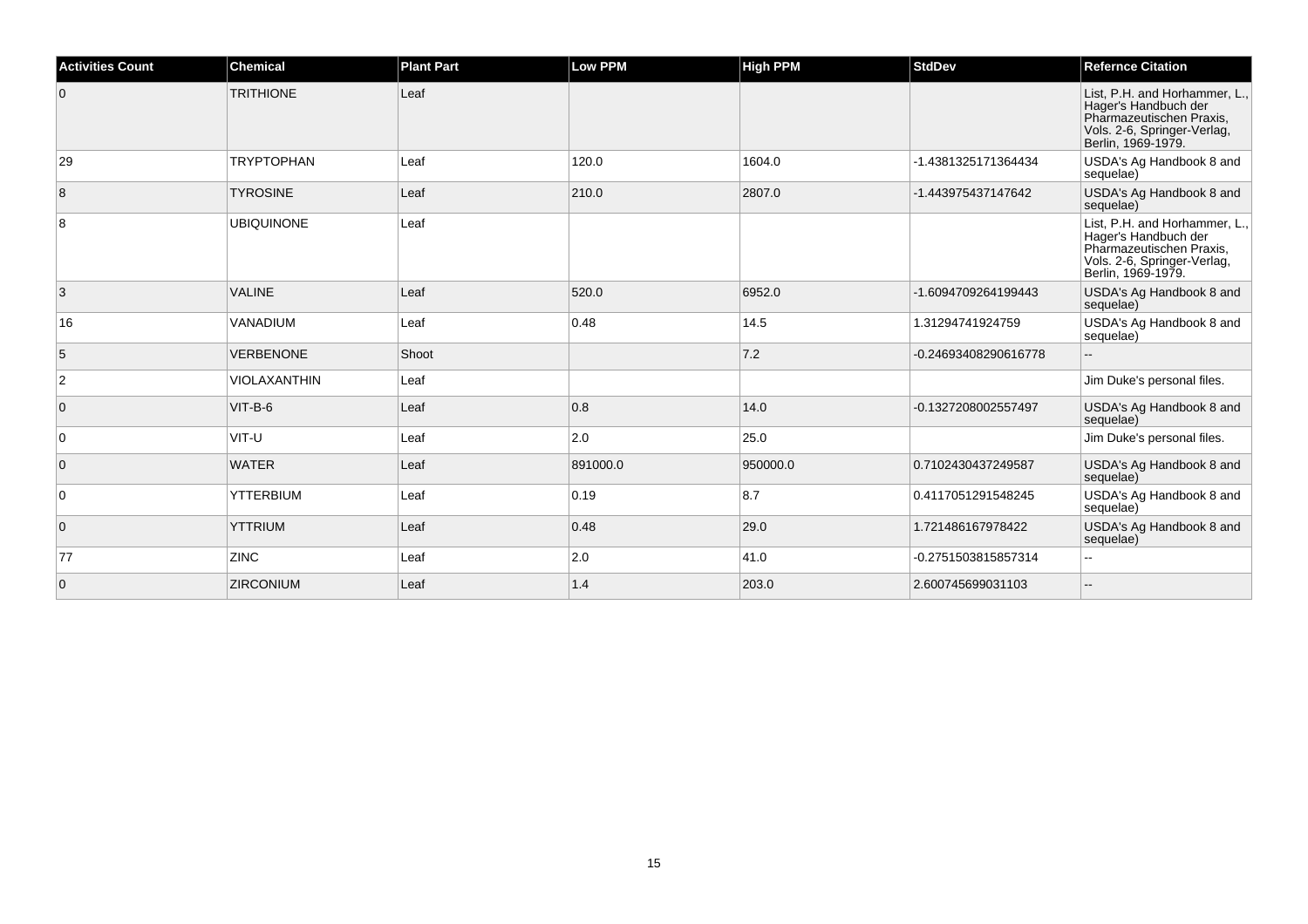| Activities Count | Chemical | Plant Part | Low PPM | High PPM | StdDev | Refernce Citation |
|---|---|---|---|---|---|---|
| 0 | TRITHIONE | Leaf | | | | List, P.H. and Horhammer, L., Hager's Handbuch der Pharmazeutischen Praxis, Vols. 2-6, Springer-Verlag, Berlin, 1969-1979. |
| 29 | TRYPTOPHAN | Leaf | 120.0 | 1604.0 | -1.4381325171364434 | USDA's Ag Handbook 8 and sequelae) |
| 8 | TYROSINE | Leaf | 210.0 | 2807.0 | -1.443975437147642 | USDA's Ag Handbook 8 and sequelae) |
| 8 | UBIQUINONE | Leaf | | | | List, P.H. and Horhammer, L., Hager's Handbuch der Pharmazeutischen Praxis, Vols. 2-6, Springer-Verlag, Berlin, 1969-1979. |
| 3 | VALINE | Leaf | 520.0 | 6952.0 | -1.6094709264199443 | USDA's Ag Handbook 8 and sequelae) |
| 16 | VANADIUM | Leaf | 0.48 | 14.5 | 1.31294741924759 | USDA's Ag Handbook 8 and sequelae) |
| 5 | VERBENONE | Shoot | | 7.2 | -0.24693408290616778 | -- |
| 2 | VIOLAXANTHIN | Leaf | | | | Jim Duke's personal files. |
| 0 | VIT-B-6 | Leaf | 0.8 | 14.0 | -0.1327208002557497 | USDA's Ag Handbook 8 and sequelae) |
| 0 | VIT-U | Leaf | 2.0 | 25.0 | | Jim Duke's personal files. |
| 0 | WATER | Leaf | 891000.0 | 950000.0 | 0.7102430437249587 | USDA's Ag Handbook 8 and sequelae) |
| 0 | YTTERBIUM | Leaf | 0.19 | 8.7 | 0.4117051291548245 | USDA's Ag Handbook 8 and sequelae) |
| 0 | YTTRIUM | Leaf | 0.48 | 29.0 | 1.721486167978422 | USDA's Ag Handbook 8 and sequelae) |
| 77 | ZINC | Leaf | 2.0 | 41.0 | -0.2751503815857314 | -- |
| 0 | ZIRCONIUM | Leaf | 1.4 | 203.0 | 2.600745699031103 | -- |